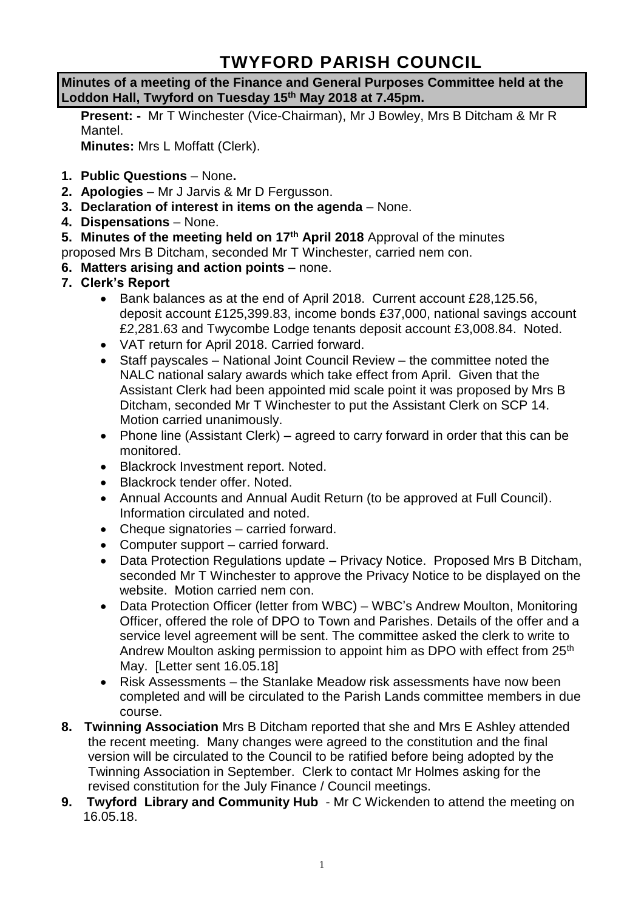# TWYFORD PARISH COUNCIL

**Minutes of a meeting of the Finance and General Purposes Committee held at the Loddon Hall, Twyford on Tuesday 15th May 2018 at 7.45pm.**

**Present: -** Mr T Winchester (Vice-Chairman), Mr J Bowley, Mrs B Ditcham & Mr R Mantel.

**Minutes:** Mrs L Moffatt (Clerk).

1. **Public Questions** – None**.**
2. **Apologies** – Mr J Jarvis & Mr D Fergusson.
3. **Declaration of interest in items on the agenda** – None.
4. **Dispensations** – None.
5. **Minutes of the meeting held on 17th April 2018** Approval of the minutes proposed Mrs B Ditcham, seconded Mr T Winchester, carried nem con.
6. **Matters arising and action points** – none.
7. **Clerk's Report**
   - Bank balances as at the end of April 2018. Current account £28,125.56, deposit account £125,399.83, income bonds £37,000, national savings account £2,281.63 and Twycombe Lodge tenants deposit account £3,008.84. Noted.
   - VAT return for April 2018. Carried forward.
   - Staff payscales – National Joint Council Review – the committee noted the NALC national salary awards which take effect from April. Given that the Assistant Clerk had been appointed mid scale point it was proposed by Mrs B Ditcham, seconded Mr T Winchester to put the Assistant Clerk on SCP 14. Motion carried unanimously.
   - Phone line (Assistant Clerk) – agreed to carry forward in order that this can be monitored.
   - Blackrock Investment report. Noted.
   - Blackrock tender offer. Noted.
   - Annual Accounts and Annual Audit Return (to be approved at Full Council). Information circulated and noted.
   - Cheque signatories – carried forward.
   - Computer support – carried forward.
   - Data Protection Regulations update – Privacy Notice. Proposed Mrs B Ditcham, seconded Mr T Winchester to approve the Privacy Notice to be displayed on the website. Motion carried nem con.
   - Data Protection Officer (letter from WBC) – WBC's Andrew Moulton, Monitoring Officer, offered the role of DPO to Town and Parishes. Details of the offer and a service level agreement will be sent. The committee asked the clerk to write to Andrew Moulton asking permission to appoint him as DPO with effect from 25th May. [Letter sent 16.05.18]
   - Risk Assessments – the Stanlake Meadow risk assessments have now been completed and will be circulated to the Parish Lands committee members in due course.
8. **Twinning Association** Mrs B Ditcham reported that she and Mrs E Ashley attended the recent meeting. Many changes were agreed to the constitution and the final version will be circulated to the Council to be ratified before being adopted by the Twinning Association in September. Clerk to contact Mr Holmes asking for the revised constitution for the July Finance / Council meetings.
9. **Twyford Library and Community Hub** - Mr C Wickenden to attend the meeting on 16.05.18.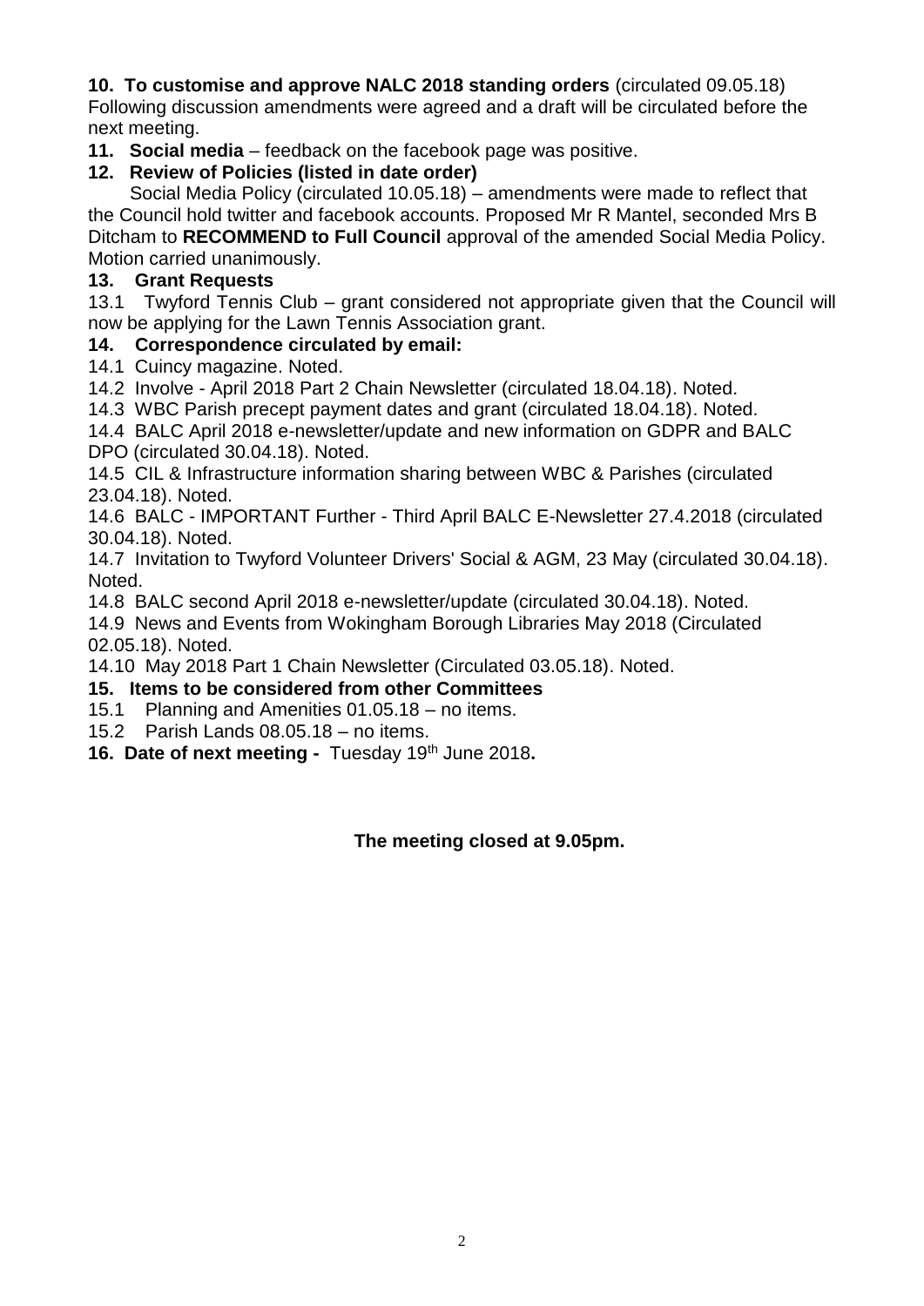**10. To customise and approve NALC 2018 standing orders** (circulated 09.05.18)
Following discussion amendments were agreed and a draft will be circulated before the next meeting.

**11. Social media** – feedback on the facebook page was positive.

**12. Review of Policies (listed in date order)**

Social Media Policy (circulated 10.05.18) – amendments were made to reflect that the Council hold twitter and facebook accounts. Proposed Mr R Mantel, seconded Mrs B Ditcham to **RECOMMEND to Full Council** approval of the amended Social Media Policy. Motion carried unanimously.

**13. Grant Requests**

13.1 Twyford Tennis Club – grant considered not appropriate given that the Council will now be applying for the Lawn Tennis Association grant.

**14. Correspondence circulated by email:**

14.1 Cuincy magazine. Noted.

14.2 Involve - April 2018 Part 2 Chain Newsletter (circulated 18.04.18). Noted.

14.3 WBC Parish precept payment dates and grant (circulated 18.04.18). Noted.

14.4 BALC April 2018 e-newsletter/update and new information on GDPR and BALC DPO (circulated 30.04.18). Noted.

14.5 CIL & Infrastructure information sharing between WBC & Parishes (circulated 23.04.18). Noted.

14.6 BALC - IMPORTANT Further - Third April BALC E-Newsletter 27.4.2018 (circulated 30.04.18). Noted.

14.7 Invitation to Twyford Volunteer Drivers' Social & AGM, 23 May (circulated 30.04.18). Noted.

14.8 BALC second April 2018 e-newsletter/update (circulated 30.04.18). Noted.

14.9 News and Events from Wokingham Borough Libraries May 2018 (Circulated 02.05.18). Noted.

14.10 May 2018 Part 1 Chain Newsletter (Circulated 03.05.18). Noted.

**15. Items to be considered from other Committees**

15.1 Planning and Amenities 01.05.18 – no items.

15.2 Parish Lands 08.05.18 – no items.

**16. Date of next meeting -** Tuesday 19th June 2018**.**

**The meeting closed at 9.05pm.**